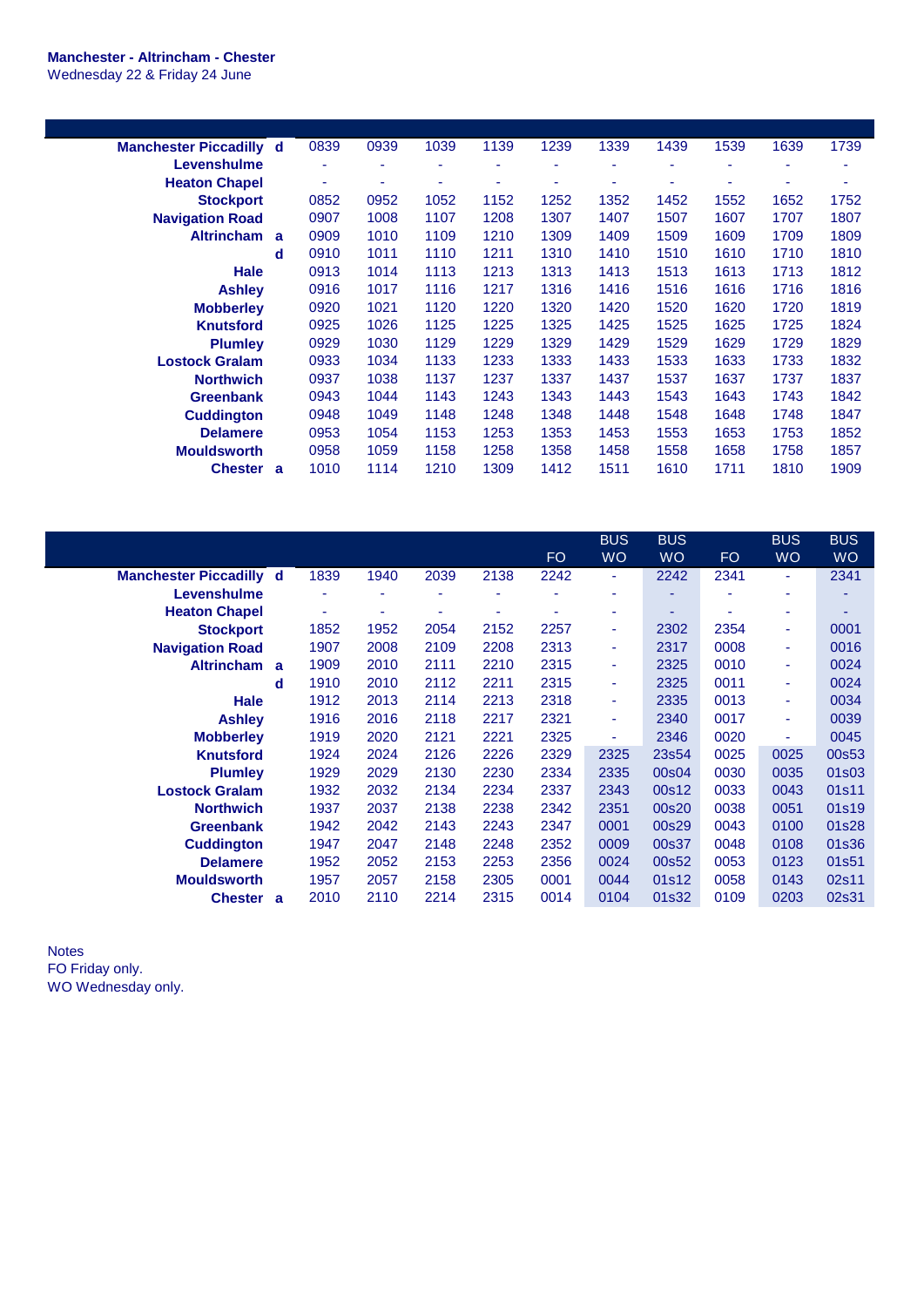**Manchester - Altrincham - Chester**
Wednesday 22 & Friday 24 June

| | | | | | | | | | | | |
|---|---|---|---|---|---|---|---|---|---|---|---|
| **Manchester Piccadilly** | **d** | 0839 | 0939 | 1039 | 1139 | 1239 | 1339 | 1439 | 1539 | 1639 | 1739 |
| **Levenshulme** | | - | - | - | - | - | - | - | - | - | - |
| **Heaton Chapel** | | - | - | - | - | - | - | - | - | - | - |
| **Stockport** | | 0852 | 0952 | 1052 | 1152 | 1252 | 1352 | 1452 | 1552 | 1652 | 1752 |
| **Navigation Road** | | 0907 | 1008 | 1107 | 1208 | 1307 | 1407 | 1507 | 1607 | 1707 | 1807 |
| **Altrincham** | **a** | 0909 | 1010 | 1109 | 1210 | 1309 | 1409 | 1509 | 1609 | 1709 | 1809 |
| | **d** | 0910 | 1011 | 1110 | 1211 | 1310 | 1410 | 1510 | 1610 | 1710 | 1810 |
| **Hale** | | 0913 | 1014 | 1113 | 1213 | 1313 | 1413 | 1513 | 1613 | 1713 | 1812 |
| **Ashley** | | 0916 | 1017 | 1116 | 1217 | 1316 | 1416 | 1516 | 1616 | 1716 | 1816 |
| **Mobberley** | | 0920 | 1021 | 1120 | 1220 | 1320 | 1420 | 1520 | 1620 | 1720 | 1819 |
| **Knutsford** | | 0925 | 1026 | 1125 | 1225 | 1325 | 1425 | 1525 | 1625 | 1725 | 1824 |
| **Plumley** | | 0929 | 1030 | 1129 | 1229 | 1329 | 1429 | 1529 | 1629 | 1729 | 1829 |
| **Lostock Gralam** | | 0933 | 1034 | 1133 | 1233 | 1333 | 1433 | 1533 | 1633 | 1733 | 1832 |
| **Northwich** | | 0937 | 1038 | 1137 | 1237 | 1337 | 1437 | 1537 | 1637 | 1737 | 1837 |
| **Greenbank** | | 0943 | 1044 | 1143 | 1243 | 1343 | 1443 | 1543 | 1643 | 1743 | 1842 |
| **Cuddington** | | 0948 | 1049 | 1148 | 1248 | 1348 | 1448 | 1548 | 1648 | 1748 | 1847 |
| **Delamere** | | 0953 | 1054 | 1153 | 1253 | 1353 | 1453 | 1553 | 1653 | 1753 | 1852 |
| **Mouldsworth** | | 0958 | 1059 | 1158 | 1258 | 1358 | 1458 | 1558 | 1658 | 1758 | 1857 |
| **Chester** | **a** | 1010 | 1114 | 1210 | 1309 | 1412 | 1511 | 1610 | 1711 | 1810 | 1909 |

| | | | | | | | BUS | BUS | | BUS | BUS |
|---|---|---|---|---|---|---|---|---|---|---|---|
| | | | | | | FO | WO | WO | FO | WO | WO |
| **Manchester Piccadilly** | **d** | 1839 | 1940 | 2039 | 2138 | 2242 | - | 2242 | 2341 | - | 2341 |
| **Levenshulme** | | - | - | - | - | - | - | - | - | - | - |
| **Heaton Chapel** | | - | - | - | - | - | - | - | - | - | - |
| **Stockport** | | 1852 | 1952 | 2054 | 2152 | 2257 | - | 2302 | 2354 | - | 0001 |
| **Navigation Road** | | 1907 | 2008 | 2109 | 2208 | 2313 | - | 2317 | 0008 | - | 0016 |
| **Altrincham** | **a** | 1909 | 2010 | 2111 | 2210 | 2315 | - | 2325 | 0010 | - | 0024 |
| | **d** | 1910 | 2010 | 2112 | 2211 | 2315 | - | 2325 | 0011 | - | 0024 |
| **Hale** | | 1912 | 2013 | 2114 | 2213 | 2318 | - | 2335 | 0013 | - | 0034 |
| **Ashley** | | 1916 | 2016 | 2118 | 2217 | 2321 | - | 2340 | 0017 | - | 0039 |
| **Mobberley** | | 1919 | 2020 | 2121 | 2221 | 2325 | - | 2346 | 0020 | - | 0045 |
| **Knutsford** | | 1924 | 2024 | 2126 | 2226 | 2329 | 2325 | 23s54 | 0025 | 0025 | 00s53 |
| **Plumley** | | 1929 | 2029 | 2130 | 2230 | 2334 | 2335 | 00s04 | 0030 | 0035 | 01s03 |
| **Lostock Gralam** | | 1932 | 2032 | 2134 | 2234 | 2337 | 2343 | 00s12 | 0033 | 0043 | 01s11 |
| **Northwich** | | 1937 | 2037 | 2138 | 2238 | 2342 | 2351 | 00s20 | 0038 | 0051 | 01s19 |
| **Greenbank** | | 1942 | 2042 | 2143 | 2243 | 2347 | 0001 | 00s29 | 0043 | 0100 | 01s28 |
| **Cuddington** | | 1947 | 2047 | 2148 | 2248 | 2352 | 0009 | 00s37 | 0048 | 0108 | 01s36 |
| **Delamere** | | 1952 | 2052 | 2153 | 2253 | 2356 | 0024 | 00s52 | 0053 | 0123 | 01s51 |
| **Mouldsworth** | | 1957 | 2057 | 2158 | 2305 | 0001 | 0044 | 01s12 | 0058 | 0143 | 02s11 |
| **Chester** | **a** | 2010 | 2110 | 2214 | 2315 | 0014 | 0104 | 01s32 | 0109 | 0203 | 02s31 |

Notes
FO Friday only.
WO Wednesday only.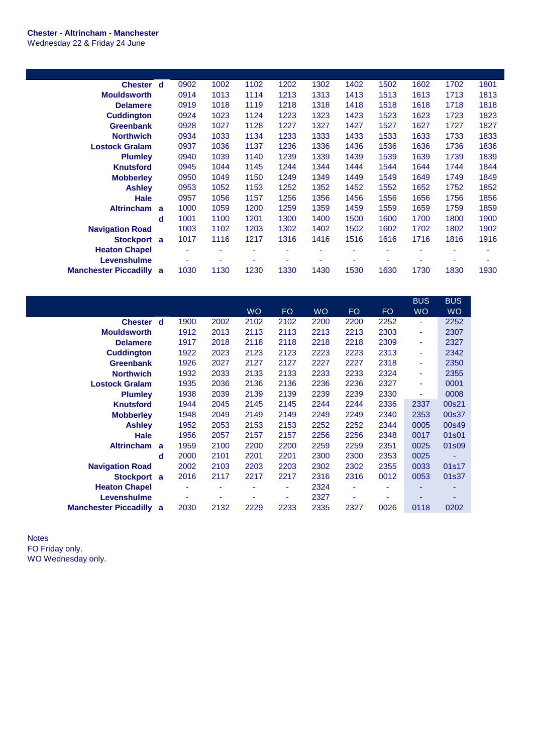**Chester - Altrincham - Manchester**
Wednesday 22 & Friday 24 June

| | | | | | | | | | | | |
|---|---|---|---|---|---|---|---|---|---|---|---|
| **Chester** | **d** | 0902 | 1002 | 1102 | 1202 | 1302 | 1402 | 1502 | 1602 | 1702 | 1801 |
| **Mouldsworth** | | 0914 | 1013 | 1114 | 1213 | 1313 | 1413 | 1513 | 1613 | 1713 | 1813 |
| **Delamere** | | 0919 | 1018 | 1119 | 1218 | 1318 | 1418 | 1518 | 1618 | 1718 | 1818 |
| **Cuddington** | | 0924 | 1023 | 1124 | 1223 | 1323 | 1423 | 1523 | 1623 | 1723 | 1823 |
| **Greenbank** | | 0928 | 1027 | 1128 | 1227 | 1327 | 1427 | 1527 | 1627 | 1727 | 1827 |
| **Northwich** | | 0934 | 1033 | 1134 | 1233 | 1333 | 1433 | 1533 | 1633 | 1733 | 1833 |
| **Lostock Gralam** | | 0937 | 1036 | 1137 | 1236 | 1336 | 1436 | 1536 | 1636 | 1736 | 1836 |
| **Plumley** | | 0940 | 1039 | 1140 | 1239 | 1339 | 1439 | 1539 | 1639 | 1739 | 1839 |
| **Knutsford** | | 0945 | 1044 | 1145 | 1244 | 1344 | 1444 | 1544 | 1644 | 1744 | 1844 |
| **Mobberley** | | 0950 | 1049 | 1150 | 1249 | 1349 | 1449 | 1549 | 1649 | 1749 | 1849 |
| **Ashley** | | 0953 | 1052 | 1153 | 1252 | 1352 | 1452 | 1552 | 1652 | 1752 | 1852 |
| **Hale** | | 0957 | 1056 | 1157 | 1256 | 1356 | 1456 | 1556 | 1656 | 1756 | 1856 |
| **Altrincham** | **a** | 1000 | 1059 | 1200 | 1259 | 1359 | 1459 | 1559 | 1659 | 1759 | 1859 |
| | **d** | 1001 | 1100 | 1201 | 1300 | 1400 | 1500 | 1600 | 1700 | 1800 | 1900 |
| **Navigation Road** | | 1003 | 1102 | 1203 | 1302 | 1402 | 1502 | 1602 | 1702 | 1802 | 1902 |
| **Stockport** | **a** | 1017 | 1116 | 1217 | 1316 | 1416 | 1516 | 1616 | 1716 | 1816 | 1916 |
| **Heaton Chapel** | | - | - | - | - | - | - | - | - | - | - |
| **Levenshulme** | | - | - | - | - | - | - | - | - | - | - |
| **Manchester Piccadilly** | **a** | 1030 | 1130 | 1230 | 1330 | 1430 | 1530 | 1630 | 1730 | 1830 | 1930 |

| | | | | | | | | | BUS | BUS |
|---|---|---|---|---|---|---|---|---|---|---|
| | | | | WO | FO | WO | FO | FO | WO | WO |
| **Chester** | **d** | 1900 | 2002 | 2102 | 2102 | 2200 | 2200 | 2252 | - | 2252 |
| **Mouldsworth** | | 1912 | 2013 | 2113 | 2113 | 2213 | 2213 | 2303 | - | 2307 |
| **Delamere** | | 1917 | 2018 | 2118 | 2118 | 2218 | 2218 | 2309 | - | 2327 |
| **Cuddington** | | 1922 | 2023 | 2123 | 2123 | 2223 | 2223 | 2313 | - | 2342 |
| **Greenbank** | | 1926 | 2027 | 2127 | 2127 | 2227 | 2227 | 2318 | - | 2350 |
| **Northwich** | | 1932 | 2033 | 2133 | 2133 | 2233 | 2233 | 2324 | - | 2355 |
| **Lostock Gralam** | | 1935 | 2036 | 2136 | 2136 | 2236 | 2236 | 2327 | - | 0001 |
| **Plumley** | | 1938 | 2039 | 2139 | 2139 | 2239 | 2239 | 2330 | - | 0008 |
| **Knutsford** | | 1944 | 2045 | 2145 | 2145 | 2244 | 2244 | 2336 | 2337 | 00s21 |
| **Mobberley** | | 1948 | 2049 | 2149 | 2149 | 2249 | 2249 | 2340 | 2353 | 00s37 |
| **Ashley** | | 1952 | 2053 | 2153 | 2153 | 2252 | 2252 | 2344 | 0005 | 00s49 |
| **Hale** | | 1956 | 2057 | 2157 | 2157 | 2256 | 2256 | 2348 | 0017 | 01s01 |
| **Altrincham** | **a** | 1959 | 2100 | 2200 | 2200 | 2259 | 2259 | 2351 | 0025 | 01s09 |
| | **d** | 2000 | 2101 | 2201 | 2201 | 2300 | 2300 | 2353 | 0025 | - |
| **Navigation Road** | | 2002 | 2103 | 2203 | 2203 | 2302 | 2302 | 2355 | 0033 | 01s17 |
| **Stockport** | **a** | 2016 | 2117 | 2217 | 2217 | 2316 | 2316 | 0012 | 0053 | 01s37 |
| **Heaton Chapel** | | - | - | - | - | 2324 | - | - | - | - |
| **Levenshulme** | | - | - | - | - | 2327 | - | - | - | - |
| **Manchester Piccadilly** | **a** | 2030 | 2132 | 2229 | 2233 | 2335 | 2327 | 0026 | 0118 | 0202 |

Notes
FO Friday only.
WO Wednesday only.